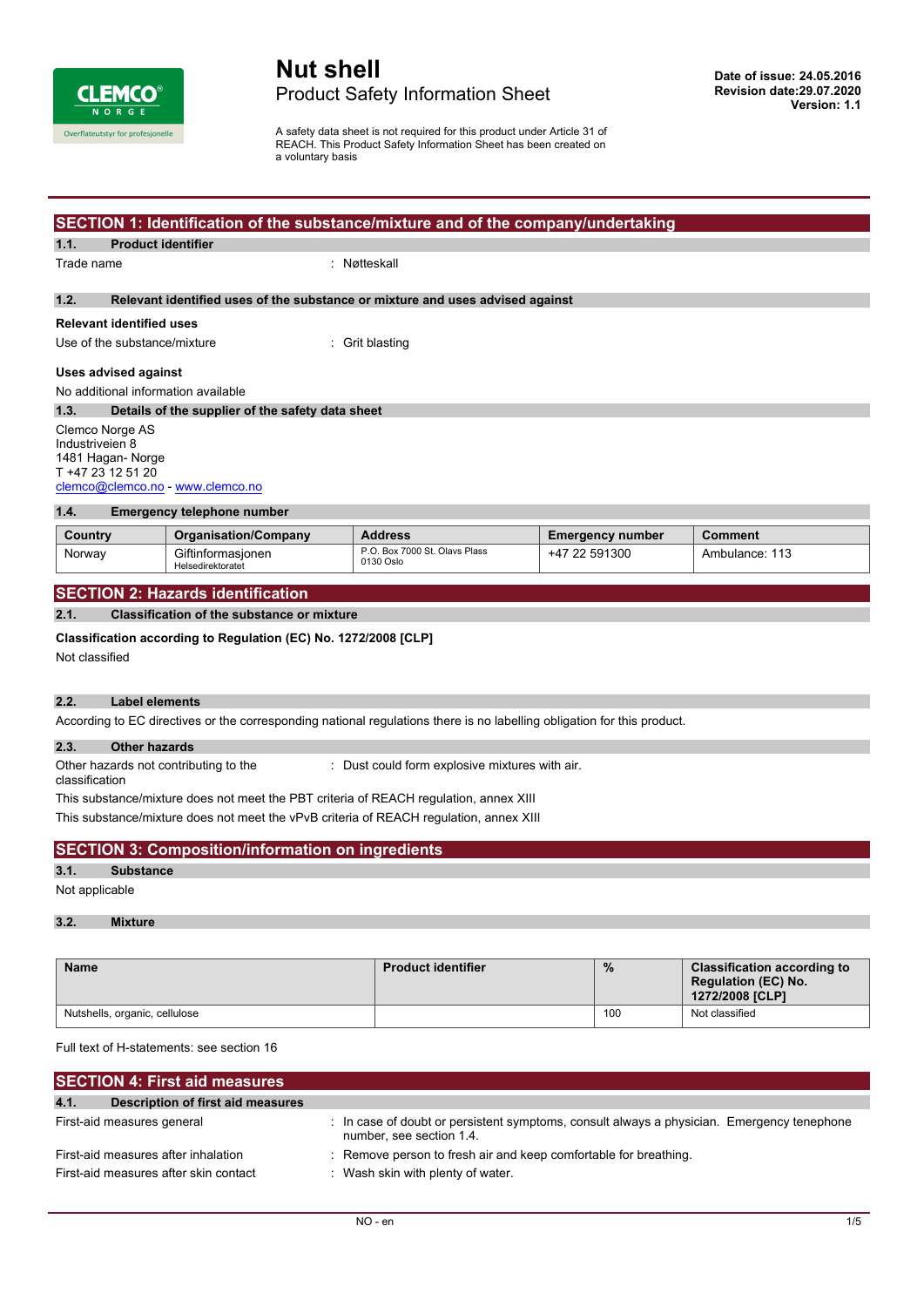# Nut shell

Product Safety Information Sheet

**Date of issue: 24.05.2016**
**Revision date:29.07.2020**
**Version: 1.1**

A safety data sheet is not required for this product under Article 31 of REACH. This Product Safety Information Sheet has been created on a voluntary basis

## SECTION 1: Identification of the substance/mixture and of the company/undertaking

### 1.1. Product identifier

Trade name : Nøtteskall

### 1.2. Relevant identified uses of the substance or mixture and uses advised against

**Relevant identified uses**

Use of the substance/mixture : Grit blasting

**Uses advised against**

No additional information available

### 1.3. Details of the supplier of the safety data sheet

Clemco Norge AS
Industriveien 8
1481 Hagan- Norge
T +47 23 12 51 20
clemco@clemco.no - www.clemco.no

### 1.4. Emergency telephone number

| Country | Organisation/Company | Address | Emergency number | Comment |
|---|---|---|---|---|
| Norway | Giftinformasjonen Helsedirektoratet | P.O. Box 7000 St. Olavs Plass 0130 Oslo | +47 22 591300 | Ambulance: 113 |

## SECTION 2: Hazards identification

### 2.1. Classification of the substance or mixture

**Classification according to Regulation (EC) No. 1272/2008 [CLP]**

Not classified

### 2.2. Label elements

According to EC directives or the corresponding national regulations there is no labelling obligation for this product.

### 2.3. Other hazards

Other hazards not contributing to the classification : Dust could form explosive mixtures with air.

This substance/mixture does not meet the PBT criteria of REACH regulation, annex XIII

This substance/mixture does not meet the vPvB criteria of REACH regulation, annex XIII

## SECTION 3: Composition/information on ingredients

### 3.1. Substance

Not applicable

### 3.2. Mixture

| Name | Product identifier | % | Classification according to Regulation (EC) No. 1272/2008 [CLP] |
|---|---|---|---|
| Nutshells, organic, cellulose | | 100 | Not classified |

Full text of H-statements: see section 16

## SECTION 4: First aid measures

### 4.1. Description of first aid measures

First-aid measures general : In case of doubt or persistent symptoms, consult always a physician. Emergency tenephone number, see section 1.4.

First-aid measures after inhalation : Remove person to fresh air and keep comfortable for breathing.

First-aid measures after skin contact : Wash skin with plenty of water.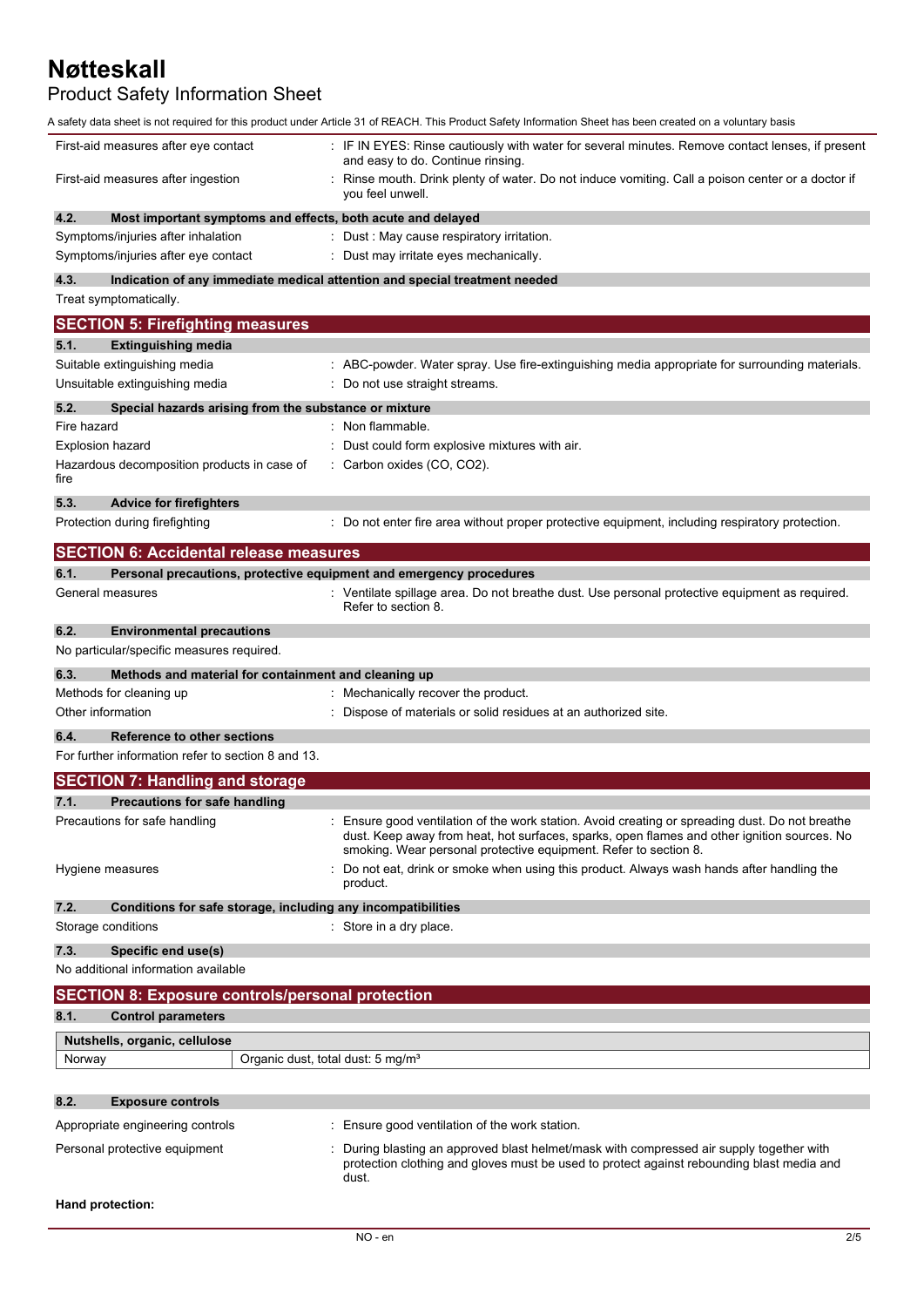# Nøtteskall

## Product Safety Information Sheet

A safety data sheet is not required for this product under Article 31 of REACH. This Product Safety Information Sheet has been created on a voluntary basis

First-aid measures after eye contact : IF IN EYES: Rinse cautiously with water for several minutes. Remove contact lenses, if present and easy to do. Continue rinsing.

First-aid measures after ingestion : Rinse mouth. Drink plenty of water. Do not induce vomiting. Call a poison center or a doctor if you feel unwell.

### 4.2. Most important symptoms and effects, both acute and delayed

Symptoms/injuries after inhalation : Dust : May cause respiratory irritation.

Symptoms/injuries after eye contact : Dust may irritate eyes mechanically.

### 4.3. Indication of any immediate medical attention and special treatment needed

Treat symptomatically.

## SECTION 5: Firefighting measures

### 5.1. Extinguishing media

Suitable extinguishing media : ABC-powder. Water spray. Use fire-extinguishing media appropriate for surrounding materials.

Unsuitable extinguishing media : Do not use straight streams.

### 5.2. Special hazards arising from the substance or mixture

Fire hazard : Non flammable.

Explosion hazard : Dust could form explosive mixtures with air.

Hazardous decomposition products in case of fire : Carbon oxides (CO, $CO_2$).

### 5.3. Advice for firefighters

Protection during firefighting : Do not enter fire area without proper protective equipment, including respiratory protection.

## SECTION 6: Accidental release measures

### 6.1. Personal precautions, protective equipment and emergency procedures

General measures : Ventilate spillage area. Do not breathe dust. Use personal protective equipment as required. Refer to section 8.

### 6.2. Environmental precautions

No particular/specific measures required.

### 6.3. Methods and material for containment and cleaning up

Methods for cleaning up : Mechanically recover the product.

Other information : Dispose of materials or solid residues at an authorized site.

### 6.4. Reference to other sections

For further information refer to section 8 and 13.

## SECTION 7: Handling and storage

### 7.1. Precautions for safe handling

Precautions for safe handling : Ensure good ventilation of the work station. Avoid creating or spreading dust. Do not breathe dust. Keep away from heat, hot surfaces, sparks, open flames and other ignition sources. No smoking. Wear personal protective equipment. Refer to section 8.

Hygiene measures : Do not eat, drink or smoke when using this product. Always wash hands after handling the product.

### 7.2. Conditions for safe storage, including any incompatibilities

Storage conditions : Store in a dry place.

### 7.3. Specific end use(s)

No additional information available

## SECTION 8: Exposure controls/personal protection

### 8.1. Control parameters

| Nutshells, organic, cellulose | |
|---|---|
| Norway | Organic dust, total dust: 5 mg/m³ |

### 8.2. Exposure controls

Appropriate engineering controls : Ensure good ventilation of the work station.

Personal protective equipment : During blasting an approved blast helmet/mask with compressed air supply together with protection clothing and gloves must be used to protect against rebounding blast media and dust.

**Hand protection:**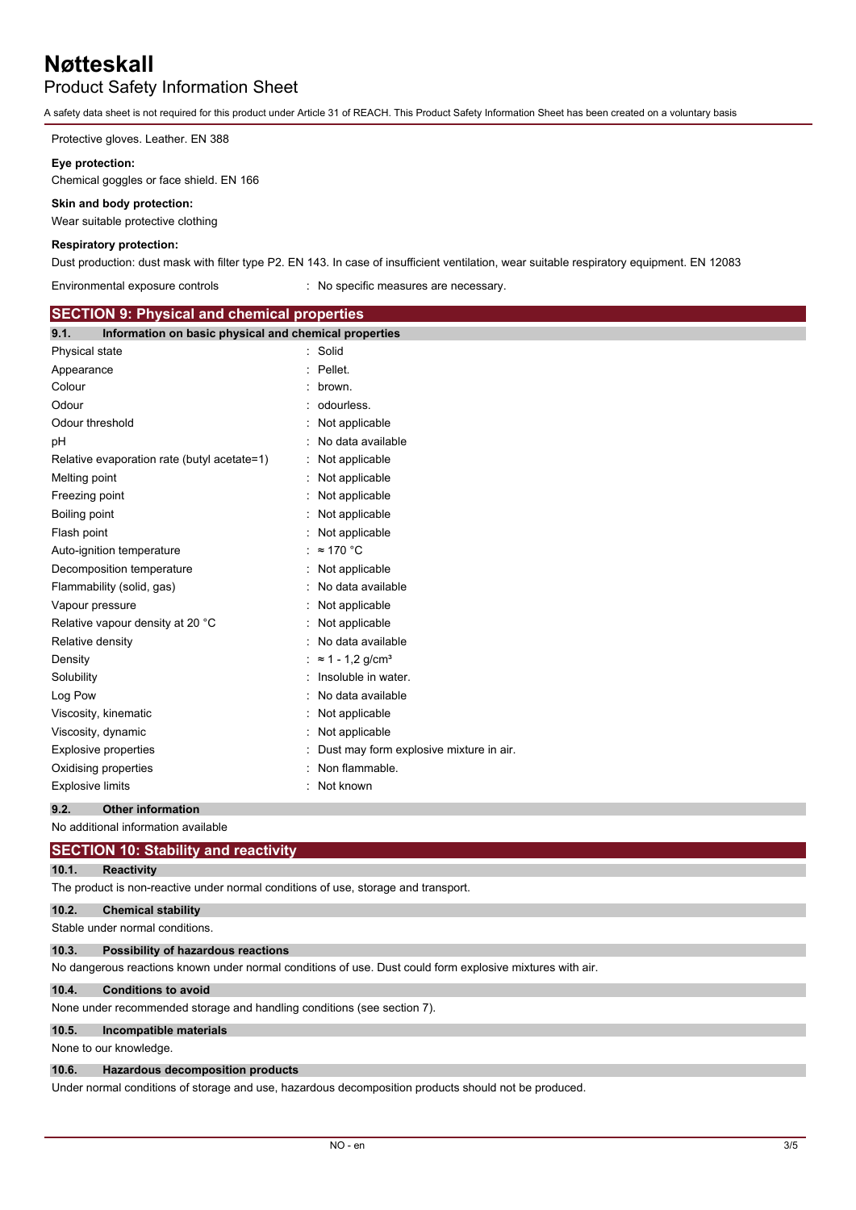Protective gloves. Leather. EN 388

**Eye protection:**

Chemical goggles or face shield. EN 166

**Skin and body protection:**

Wear suitable protective clothing

**Respiratory protection:**

Dust production: dust mask with filter type P2. EN 143. In case of insufficient ventilation, wear suitable respiratory equipment. EN 12083

Environmental exposure controls : No specific measures are necessary.

## SECTION 9: Physical and chemical properties

### 9.1. Information on basic physical and chemical properties

| | |
|---|---|
| Physical state | : Solid |
| Appearance | : Pellet. |
| Colour | : brown. |
| Odour | : odourless. |
| Odour threshold | : Not applicable |
| pH | : No data available |
| Relative evaporation rate (butyl acetate=1) | : Not applicable |
| Melting point | : Not applicable |
| Freezing point | : Not applicable |
| Boiling point | : Not applicable |
| Flash point | : Not applicable |
| Auto-ignition temperature | : ≈ 170 °C |
| Decomposition temperature | : Not applicable |
| Flammability (solid, gas) | : No data available |
| Vapour pressure | : Not applicable |
| Relative vapour density at 20 °C | : Not applicable |
| Relative density | : No data available |
| Density | : ≈ 1 - 1,2 g/cm³ |
| Solubility | : Insoluble in water. |
| Log Pow | : No data available |
| Viscosity, kinematic | : Not applicable |
| Viscosity, dynamic | : Not applicable |
| Explosive properties | : Dust may form explosive mixture in air. |
| Oxidising properties | : Non flammable. |
| Explosive limits | : Not known |

### 9.2. Other information

No additional information available

## SECTION 10: Stability and reactivity

### 10.1. Reactivity

The product is non-reactive under normal conditions of use, storage and transport.

### 10.2. Chemical stability

Stable under normal conditions.

### 10.3. Possibility of hazardous reactions

No dangerous reactions known under normal conditions of use. Dust could form explosive mixtures with air.

### 10.4. Conditions to avoid

None under recommended storage and handling conditions (see section 7).

### 10.5. Incompatible materials

None to our knowledge.

### 10.6. Hazardous decomposition products

Under normal conditions of storage and use, hazardous decomposition products should not be produced.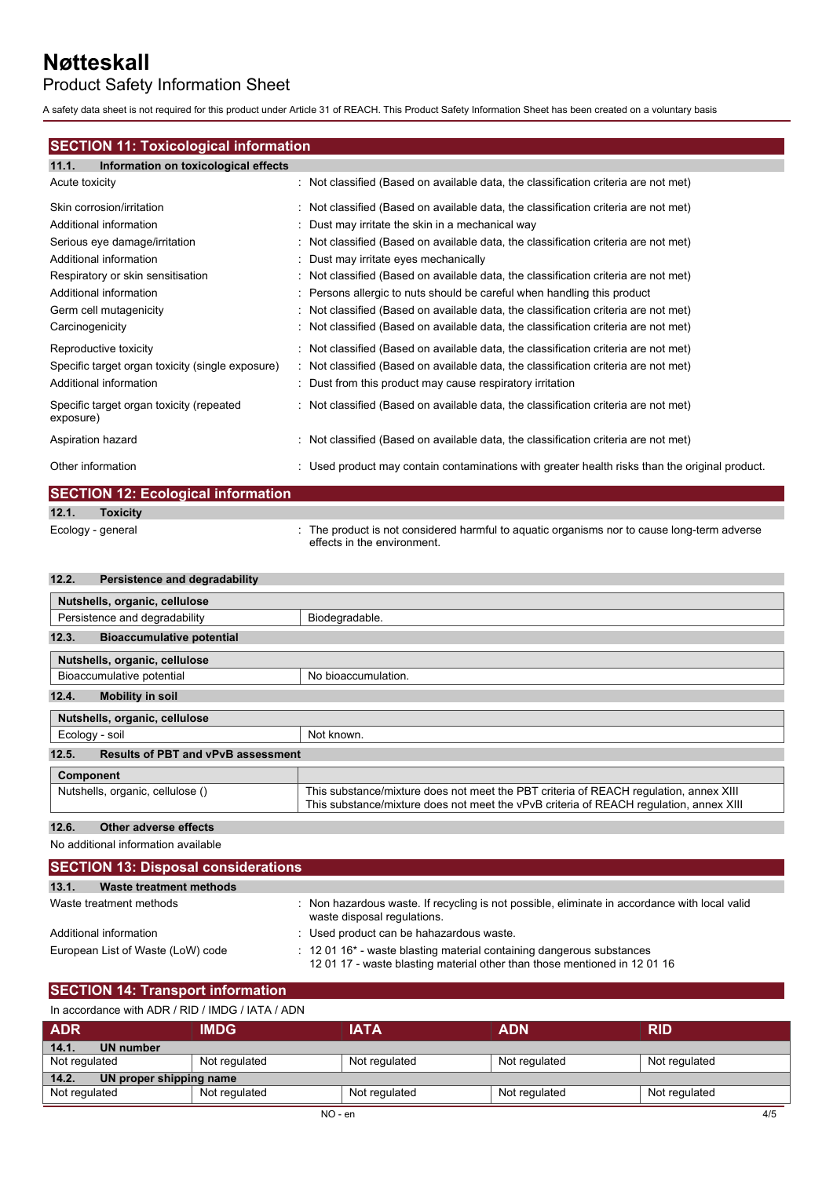## SECTION 11: Toxicological information

### 11.1. Information on toxicological effects

| | |
|---|---|
| Acute toxicity | : Not classified (Based on available data, the classification criteria are not met) |
| Skin corrosion/irritation | : Not classified (Based on available data, the classification criteria are not met) |
| Additional information | : Dust may irritate the skin in a mechanical way |
| Serious eye damage/irritation | : Not classified (Based on available data, the classification criteria are not met) |
| Additional information | : Dust may irritate eyes mechanically |
| Respiratory or skin sensitisation | : Not classified (Based on available data, the classification criteria are not met) |
| Additional information | : Persons allergic to nuts should be careful when handling this product |
| Germ cell mutagenicity | : Not classified (Based on available data, the classification criteria are not met) |
| Carcinogenicity | : Not classified (Based on available data, the classification criteria are not met) |
| Reproductive toxicity | : Not classified (Based on available data, the classification criteria are not met) |
| Specific target organ toxicity (single exposure) | : Not classified (Based on available data, the classification criteria are not met) |
| Additional information | : Dust from this product may cause respiratory irritation |
| Specific target organ toxicity (repeated exposure) | : Not classified (Based on available data, the classification criteria are not met) |
| Aspiration hazard | : Not classified (Based on available data, the classification criteria are not met) |
| Other information | : Used product may contain contaminations with greater health risks than the original product. |

## SECTION 12: Ecological information

### 12.1. Toxicity

| | |
|---|---|
| Ecology - general | : The product is not considered harmful to aquatic organisms nor to cause long-term adverse effects in the environment. |

### 12.2. Persistence and degradability

| Nutshells, organic, cellulose | |
|---|---|
| Persistence and degradability | Biodegradable. |

### 12.3. Bioaccumulative potential

| Nutshells, organic, cellulose | |
|---|---|
| Bioaccumulative potential | No bioaccumulation. |

### 12.4. Mobility in soil

| Nutshells, organic, cellulose | |
|---|---|
| Ecology - soil | Not known. |

### 12.5. Results of PBT and vPvB assessment

| Component | |
|---|---|
| Nutshells, organic, cellulose () | This substance/mixture does not meet the PBT criteria of REACH regulation, annex XIII<br>This substance/mixture does not meet the vPvB criteria of REACH regulation, annex XIII |

### 12.6. Other adverse effects

No additional information available

## SECTION 13: Disposal considerations

### 13.1. Waste treatment methods

| | |
|---|---|
| Waste treatment methods | : Non hazardous waste. If recycling is not possible, eliminate in accordance with local valid waste disposal regulations. |
| Additional information | : Used product can be hahazardous waste. |
| European List of Waste (LoW) code | : 12 01 16* - waste blasting material containing dangerous substances<br>12 01 17 - waste blasting material other than those mentioned in 12 01 16 |

## SECTION 14: Transport information

In accordance with ADR / RID / IMDG / IATA / ADN

| ADR | IMDG | IATA | ADN | RID |
|---|---|---|---|---|
| **14.1. UN number** | | | | |
| Not regulated | Not regulated | Not regulated | Not regulated | Not regulated |
| **14.2. UN proper shipping name** | | | | |
| Not regulated | Not regulated | Not regulated | Not regulated | Not regulated |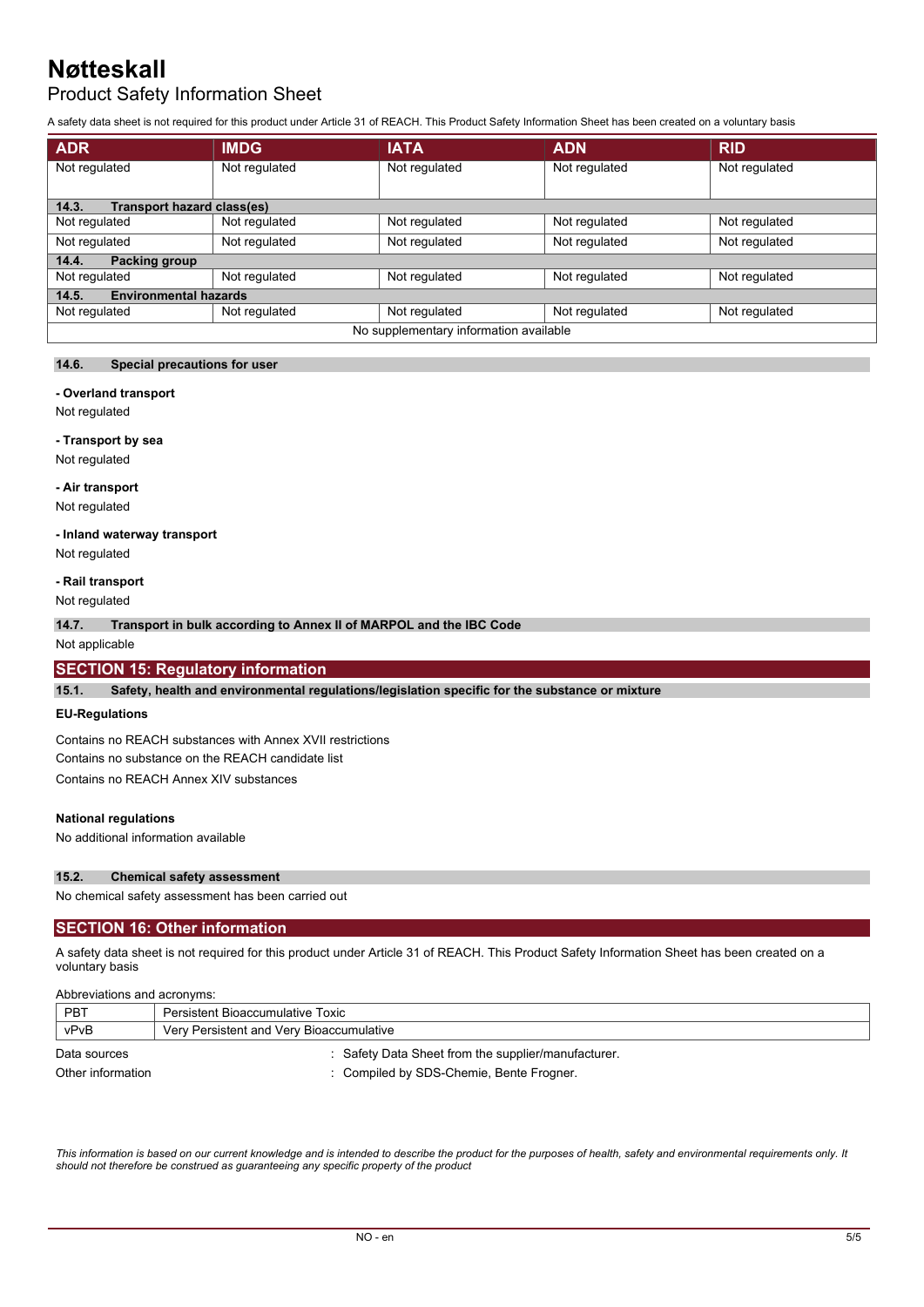# Nøtteskall

## Product Safety Information Sheet

A safety data sheet is not required for this product under Article 31 of REACH. This Product Safety Information Sheet has been created on a voluntary basis

| ADR | IMDG | IATA | ADN | RID |
|---|---|---|---|---|
| Not regulated | Not regulated | Not regulated | Not regulated | Not regulated |
| **14.3. Transport hazard class(es)** | | | | |
| Not regulated | Not regulated | Not regulated | Not regulated | Not regulated |
| Not regulated | Not regulated | Not regulated | Not regulated | Not regulated |
| **14.4. Packing group** | | | | |
| Not regulated | Not regulated | Not regulated | Not regulated | Not regulated |
| **14.5. Environmental hazards** | | | | |
| Not regulated | Not regulated | Not regulated | Not regulated | Not regulated |
| No supplementary information available | | | | |

**14.6. Special precautions for user**

**- Overland transport**

Not regulated

**- Transport by sea**

Not regulated

**- Air transport**

Not regulated

**- Inland waterway transport**

Not regulated

**- Rail transport**

Not regulated

**14.7. Transport in bulk according to Annex II of MARPOL and the IBC Code**

Not applicable

## SECTION 15: Regulatory information

**15.1. Safety, health and environmental regulations/legislation specific for the substance or mixture**

**EU-Regulations**

Contains no REACH substances with Annex XVII restrictions

Contains no substance on the REACH candidate list

Contains no REACH Annex XIV substances

**National regulations**

No additional information available

**15.2. Chemical safety assessment**

No chemical safety assessment has been carried out

## SECTION 16: Other information

A safety data sheet is not required for this product under Article 31 of REACH. This Product Safety Information Sheet has been created on a voluntary basis

Abbreviations and acronyms:

| | |
|---|---|
| PBT | Persistent Bioaccumulative Toxic |
| vPvB | Very Persistent and Very Bioaccumulative |

Data sources : Safety Data Sheet from the supplier/manufacturer.

Other information : Compiled by SDS-Chemie, Bente Frogner.

*This information is based on our current knowledge and is intended to describe the product for the purposes of health, safety and environmental requirements only. It should not therefore be construed as guaranteeing any specific property of the product*

NO - en